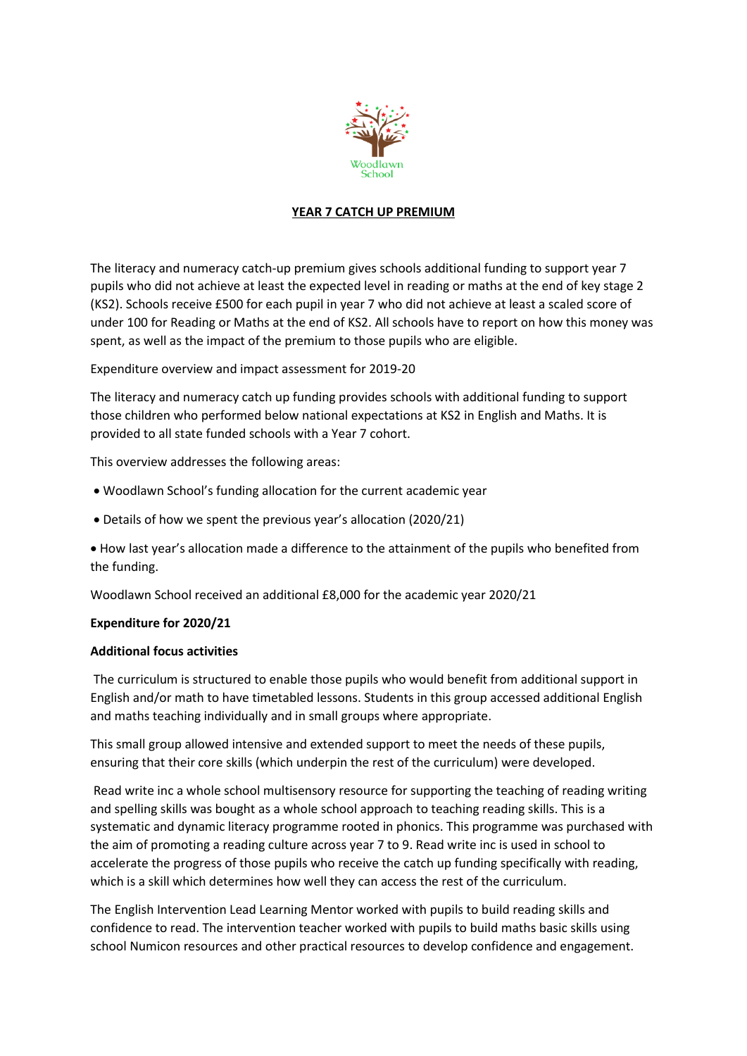Woodlawn School

## YEAR 7 CATCH UP PREMIUM

The literacy and numeracy catch-up premium gives schools additional funding to support year 7 pupils who did not achieve at least the expected level in reading or maths at the end of key stage 2 (KS2). Schools receive £500 for each pupil in year 7 who did not achieve at least a scaled score of under 100 for Reading or Maths at the end of KS2. All schools have to report on how this money was spent, as well as the impact of the premium to those pupils who are eligible.

Expenditure overview and impact assessment for 2019-20

The literacy and numeracy catch up funding provides schools with additional funding to support those children who performed below national expectations at KS2 in English and Maths. It is provided to all state funded schools with a Year 7 cohort.

This overview addresses the following areas:

- Woodlawn School's funding allocation for the current academic year
- Details of how we spent the previous year's allocation (2020/21)
- How last year's allocation made a difference to the attainment of the pupils who benefited from the funding.

Woodlawn School received an additional £8,000 for the academic year 2020/21

**Expenditure for 2020/21**

**Additional focus activities**

The curriculum is structured to enable those pupils who would benefit from additional support in English and/or math to have timetabled lessons. Students in this group accessed additional English and maths teaching individually and in small groups where appropriate.

This small group allowed intensive and extended support to meet the needs of these pupils, ensuring that their core skills (which underpin the rest of the curriculum) were developed.

Read write inc a whole school multisensory resource for supporting the teaching of reading writing and spelling skills was bought as a whole school approach to teaching reading skills. This is a systematic and dynamic literacy programme rooted in phonics. This programme was purchased with the aim of promoting a reading culture across year 7 to 9. Read write inc is used in school to accelerate the progress of those pupils who receive the catch up funding specifically with reading, which is a skill which determines how well they can access the rest of the curriculum.

The English Intervention Lead Learning Mentor worked with pupils to build reading skills and confidence to read. The intervention teacher worked with pupils to build maths basic skills using school Numicon resources and other practical resources to develop confidence and engagement.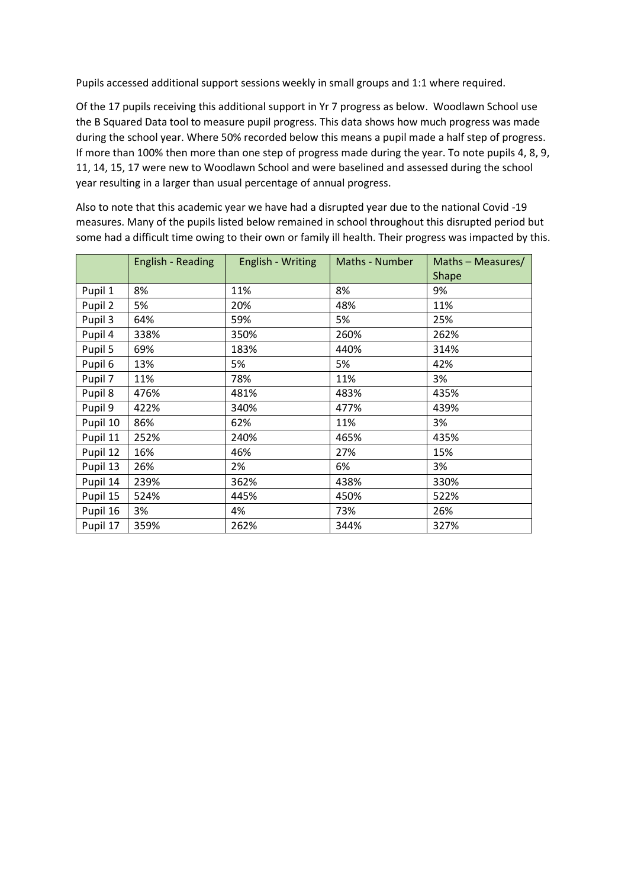Pupils accessed additional support sessions weekly in small groups and 1:1 where required.

Of the 17 pupils receiving this additional support in Yr 7 progress as below. Woodlawn School use the B Squared Data tool to measure pupil progress. This data shows how much progress was made during the school year. Where 50% recorded below this means a pupil made a half step of progress. If more than 100% then more than one step of progress made during the year. To note pupils 4, 8, 9, 11, 14, 15, 17 were new to Woodlawn School and were baselined and assessed during the school year resulting in a larger than usual percentage of annual progress.

Also to note that this academic year we have had a disrupted year due to the national Covid -19 measures. Many of the pupils listed below remained in school throughout this disrupted period but some had a difficult time owing to their own or family ill health. Their progress was impacted by this.

| | English - Reading | English - Writing | Maths - Number | Maths – Measures/ Shape |
|---|---|---|---|---|
| Pupil 1 | 8% | 11% | 8% | 9% |
| Pupil 2 | 5% | 20% | 48% | 11% |
| Pupil 3 | 64% | 59% | 5% | 25% |
| Pupil 4 | 338% | 350% | 260% | 262% |
| Pupil 5 | 69% | 183% | 440% | 314% |
| Pupil 6 | 13% | 5% | 5% | 42% |
| Pupil 7 | 11% | 78% | 11% | 3% |
| Pupil 8 | 476% | 481% | 483% | 435% |
| Pupil 9 | 422% | 340% | 477% | 439% |
| Pupil 10 | 86% | 62% | 11% | 3% |
| Pupil 11 | 252% | 240% | 465% | 435% |
| Pupil 12 | 16% | 46% | 27% | 15% |
| Pupil 13 | 26% | 2% | 6% | 3% |
| Pupil 14 | 239% | 362% | 438% | 330% |
| Pupil 15 | 524% | 445% | 450% | 522% |
| Pupil 16 | 3% | 4% | 73% | 26% |
| Pupil 17 | 359% | 262% | 344% | 327% |